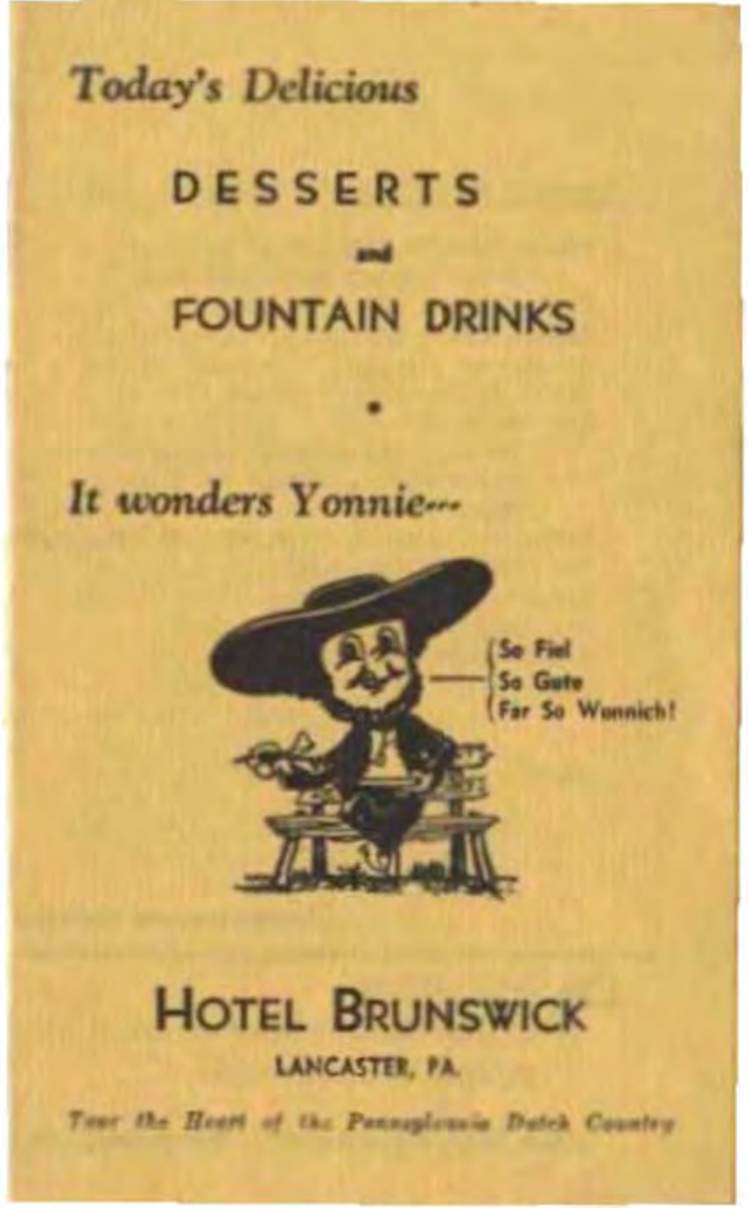*Today's Delicious*

# DESSERTS

and

# FOUNTAIN DRINKS

•

*It wonders Yonnie---*

So Fiel
So Gute
Far So Wennich!

## HOTEL BRUNSWICK

LANCASTER, PA.

*Tour the Heart of the Pennsylvania Dutch Country*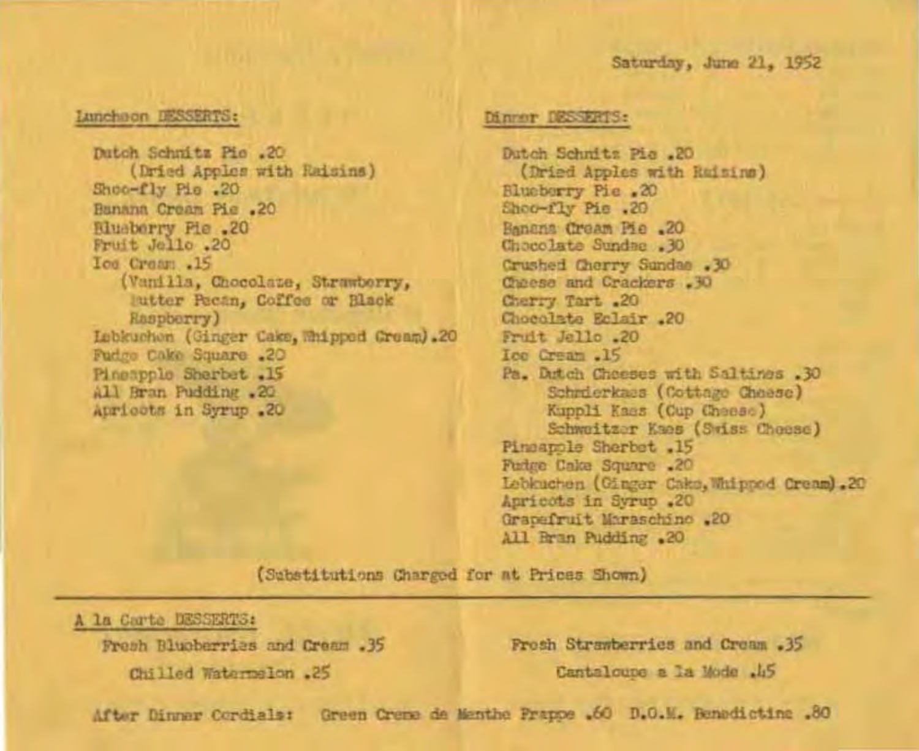Saturday, June 21, 1952

## Luncheon DESSERTS:

Dutch Schnitz Pie .20
(Dried Apples with Raisins)
Shoo-fly Pie .20
Banana Cream Pie .20
Blueberry Pie .20
Fruit Jello .20
Ice Cream .15
(Vanilla, Chocolate, Strawberry, Butter Pecan, Coffee or Black Raspberry)
Lebkuchen (Ginger Cake, Whipped Cream) .20
Fudge Cake Square .20
Pineapple Sherbet .15
All Bran Pudding .20
Apricots in Syrup .20

## Dinner DESSERTS:

Dutch Schnitz Pie .20
(Dried Apples with Raisins)
Blueberry Pie .20
Shoo-fly Pie .20
Banana Cream Pie .20
Chocolate Sundae .30
Crushed Cherry Sundae .30
Cheese and Crackers .30
Cherry Tart .20
Chocolate Eclair .20
Fruit Jello .20
Ice Cream .15
Pa. Dutch Cheeses with Saltines .30
Schmierkaes (Cottage Cheese)
Kuppli Kaes (Cup Cheese)
Schweitzer Kaes (Swiss Cheese)
Pineapple Sherbet .15
Fudge Cake Square .20
Lebkuchen (Ginger Cake, Whipped Cream) .20
Apricots in Syrup .20
Grapefruit Maraschino .20
All Bran Pudding .20

(Substitutions Charged for at Prices Shown)

---

## A la Carte DESSERTS:

Fresh Blueberries and Cream .35
Chilled Watermelon .25
Fresh Strawberries and Cream .35
Cantaloupe a la Mode .45

After Dinner Cordials: Green Creme de Menthe Frappe .60 D.O.M. Benedictine .80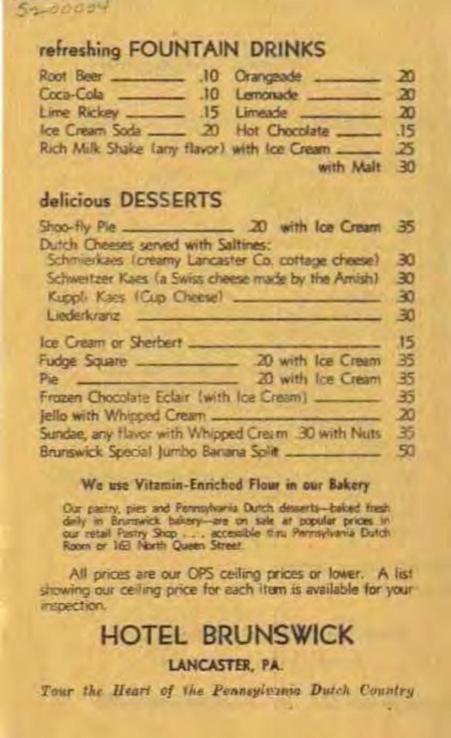5-00004

## refreshing FOUNTAIN DRINKS

| | | | |
|---|---|---|---|
| Root Beer | .10 | Orangeade | .20 |
| Coca-Cola | .10 | Lemonade | .20 |
| Lime Rickey | .15 | Limeade | .20 |
| Ice Cream Soda | .20 | Hot Chocolate | .15 |

Rich Milk Shake (any flavor) with Ice Cream .25
with Malt .30

## delicious DESSERTS

Shoo-fly Pie .20 with Ice Cream .35

Dutch Cheeses served with Saltines:

- Schmierkaes (creamy Lancaster Co. cottage cheese) .30
- Schweitzer Kaes (a Swiss cheese made by the Amish) .30
- Kuppli Kaes (Cup Cheese) .30
- Liederkranz .30

Ice Cream or Sherbert .15
Fudge Square .20 with Ice Cream .35
Pie .20 with Ice Cream .35
Frozen Chocolate Eclair (with Ice Cream) .35
Jello with Whipped Cream .20
Sundae, any flavor with Whipped Cream .30 with Nuts .35
Brunswick Special Jumbo Banana Split .50

**We use Vitamin-Enriched Flour in our Bakery**

Our pastry, pies and Pennsylvania Dutch desserts—baked fresh daily in Brunswick bakery—are on sale at popular prices in our retail Pastry Shop . . . . accessible thru Pennsylvania Dutch Room or 163 North Queen Street.

All prices are our OPS ceiling prices or lower. A list showing our ceiling price for each item is available for your inspection.

# HOTEL BRUNSWICK

**LANCASTER, PA.**

*Tour the Heart of the Pennsylvania Dutch Country*